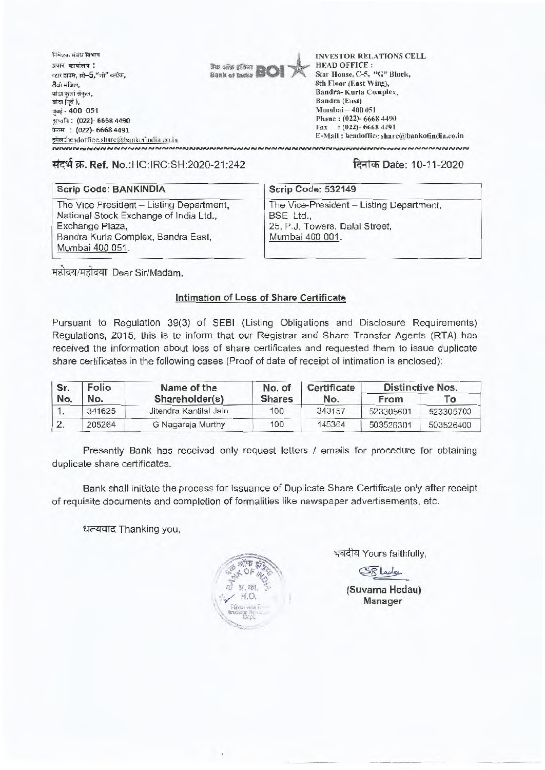निवेशक संबंध विभाग
प्रधान कार्यालय :
स्टार हाउस, सी-5,"जी" ब्लॉक,
8वी मंजिल,
बांद्रा कुर्ला संकुल,
बांद्रा (पूर्व),
मुंबई - 400 051
दूरध्वनि : (022)- 6668 4490
फैक्स : (022)- 6668 4491
इमेल:headoffice.share@bankofindia.co.in

बैंक ऑफ इंडिया Bank of India BOI

INVESTOR RELATIONS CELL
HEAD OFFICE :
Star House, C-5, "G" Block,
8th Floor (East Wing),
Bandra- Kurla Complex,
Bandra (East)
Mumbai – 400 051
Phone : (022)- 6668 4490
Fax : (022)- 6668 4491
E-Mail : headoffice.share@bankofindia.co.in

**संदर्भ क्र. Ref. No.**:HO:IRC:SH:2020-21:242

**दिनांक Date**: 10-11-2020

| **Scrip Code: BANKINDIA** | **Scrip Code: 532149** |
|---|---|
| The Vice President – Listing Department, National Stock Exchange of India Ltd., Exchange Plaza, Bandra Kurla Complex, Bandra East, Mumbai 400 051. | The Vice-President – Listing Department, BSE Ltd., 25, P.J. Towers, Dalal Street, Mumbai 400 001. |

महोदय/महोदया Dear Sir/Madam,

**Intimation of Loss of Share Certificate**

Pursuant to Regulation 39(3) of SEBI (Listing Obligations and Disclosure Requirements) Regulations, 2015, this is to inform that our Registrar and Share Transfer Agents (RTA) has received the information about loss of share certificates and requested them to issue duplicate share certificates in the following cases (Proof of date of receipt of intimation is enclosed):

| Sr. No. | Folio No. | Name of the Shareholder(s) | No. of Shares | Certificate No. | Distinctive Nos. | |
|---|---|---|---|---|---|---|
| | | | | | From | To |
| 1. | 341625 | Jitendra Kantilal Jain | 100 | 343157 | 523305601 | 523305700 |
| 2. | 205264 | G Nagaraja Murthy | 100 | 145364 | 503526301 | 503526400 |

Presently Bank has received only request letters / emails for procedure for obtaining duplicate share certificates.

Bank shall initiate the process for Issuance of Duplicate Share Certificate only after receipt of requisite documents and completion of formalities like newspaper advertisements, etc.

धन्यवाद Thanking you,

भवदीय Yours faithfully,

(Suvarna Hedau)
Manager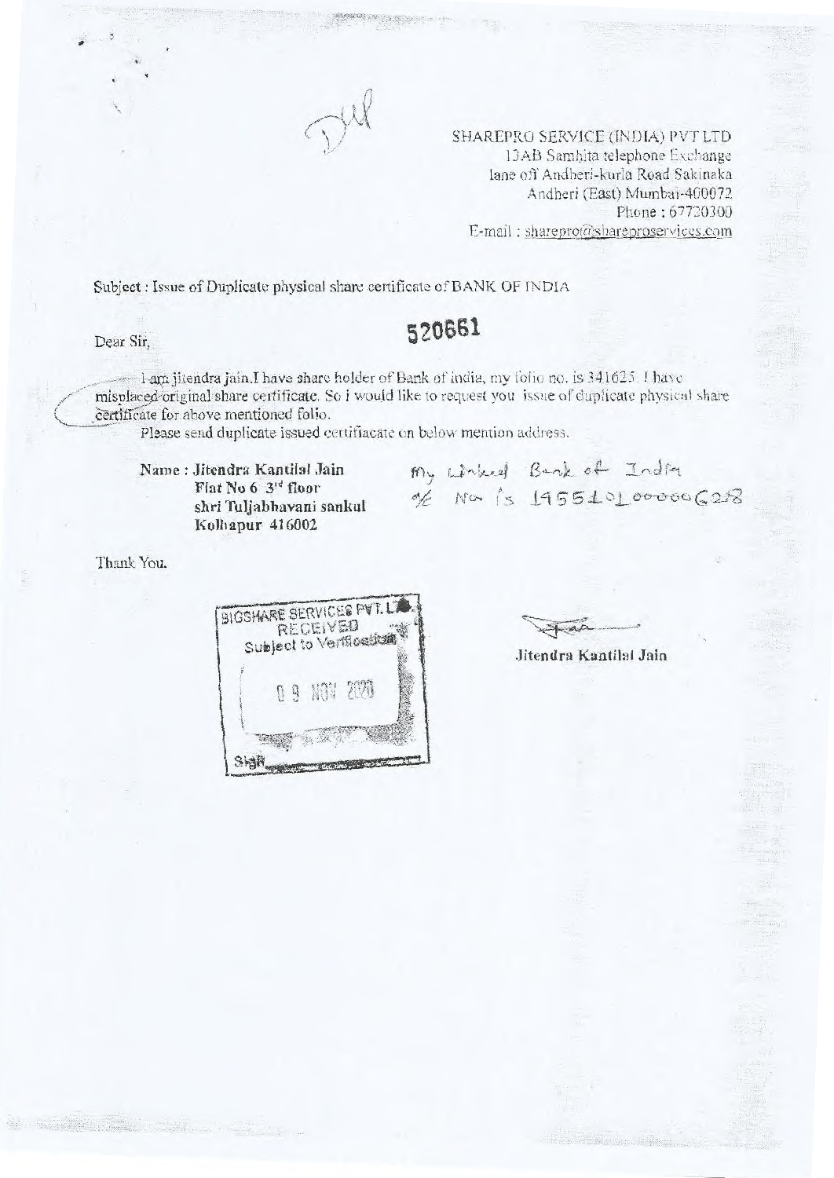Dup

SHAREPRO SERVICE (INDIA) PVT LTD
13AB Samhita telephone Exchange
lane off Andheri-kurla Road Sakinaka
Andheri (East) Mumbai-400072
Phone : 67720300
E-mail : sharepro@shareproservices.com

Subject : Issue of Duplicate physical share certificate of BANK OF INDIA

520661

Dear Sir,

I am jitendra jain.I have share holder of Bank of india, my folio no. is 341625. I have misplaced original share certificate. So i would like to request you issue of duplicate physical share certificate for above mentioned folio.

Please send duplicate issued certifiacate on below mention address.

**Name : Jitendra Kantilal Jain**
**Flat No 6 3rd floor**
**shri Tuljabhavani sankul**
**Kolhapur 416002**

My Linked Bank of India
a/c No is 145510100006258

Thank You.

BIGSHARE SERVICES PVT. LTD.
RECEIVED
Subject to Verification
09 NOV 2020
Sign

**Jitendra Kantilal Jain**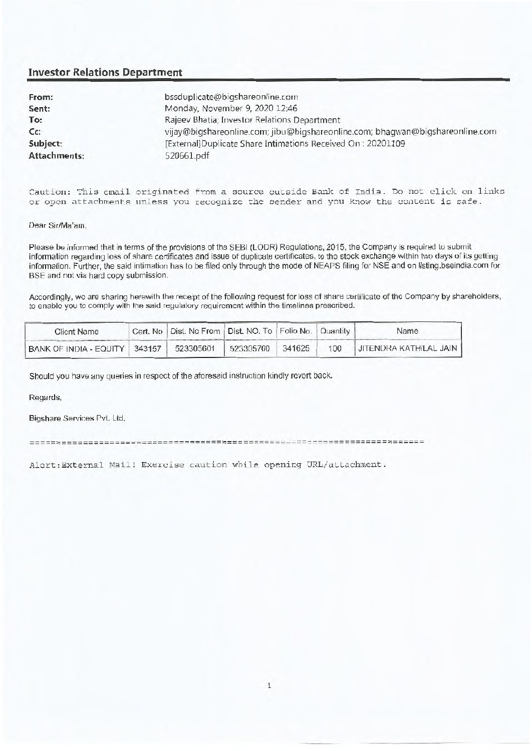## Investor Relations Department

| | |
|---|---|
| **From:** | bssduplicate@bigshareonline.com |
| **Sent:** | Monday, November 9, 2020 12:46 |
| **To:** | Rajeev Bhatia; Investor Relations Department |
| **Cc:** | vijay@bigshareonline.com; jibu@bigshareonline.com; bhagwan@bigshareonline.com |
| **Subject:** | [External]Duplicate Share Intimations Received On : 20201109 |
| **Attachments:** | 520661.pdf |

Caution: This email originated from a source outside Bank of India. Do not click on links or open attachments unless you recognize the sender and you know the content is safe.

Dear Sir/Ma'am,

Please be informed that in terms of the provisions of the SEBI (LODR) Regulations, 2015, the Company is required to submit information regarding loss of share certificates and issue of duplicate certificates, to the stock exchange within two days of its getting information. Further, the said intimation has to be filed only through the mode of NEAPS filing for NSE and on listing.bseindia.com for BSE and not via hard copy submission.

Accordingly, we are sharing herewith the receipt of the following request for loss of share certificate of the Company by shareholders, to enable you to comply with the said regulatory requirement within the timelines prescribed.

| Client Name | Cert. No | Dist. No From | Dist. NO. To | Folio No. | Quantity | Name |
|---|---|---|---|---|---|---|
| BANK OF INDIA - EQUITY | 343157 | 523305601 | 523305700 | 341625 | 100 | JITENDRA KATHILAL JAIN |

Should you have any queries in respect of the aforesaid instruction kindly revert back.

Regards,

Bigshare Services Pvt. Ltd.

==========================================================================

Alert:External Mail! Exercise caution while opening URL/attachment.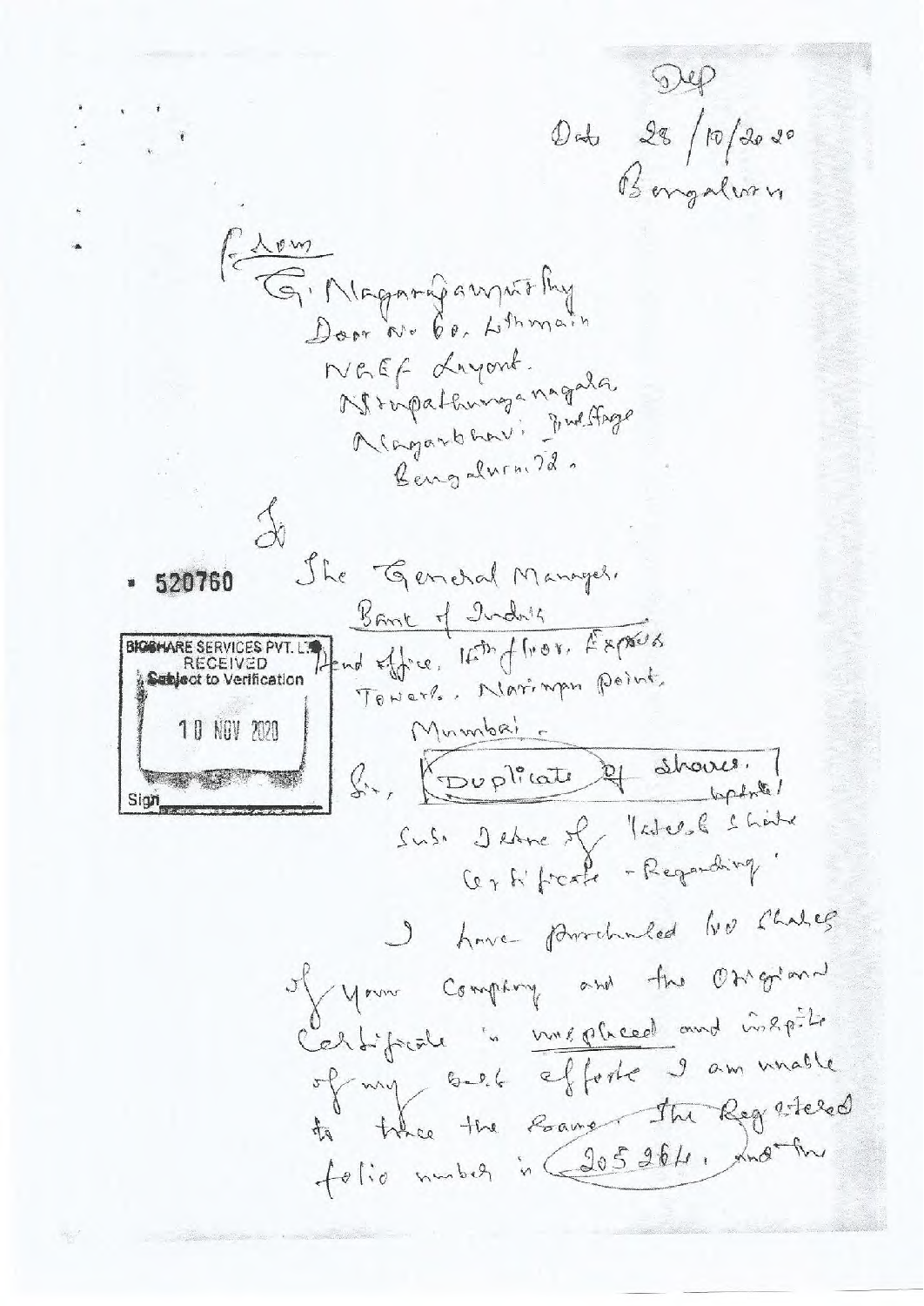Dup

Date 28/10/2020
Bengaluru

From

G. Nagarajamurthy
Door No 60, 4th main
NGEF Layout
Srirupathunganagala
Nagarbhavi, 2nd Stage
Bengaluru 72.

To

520760

The General Manager,
Bank of India
Head office, 14th floor, Express
Towers, Nariman Point,
Mumbai.

BIGSHARE SERVICES PVT. LTD.
RECEIVED
Subject to Verification
10 NOV 2020
Sign

Sir, Duplicate of shares. updated

Sub: Issue of lost share Certificate - Regarding.

I have purchased 100 shares of your company and the Original Certificate is misplaced and inspite of my best efforts I am unable to trace the same. The Registered folio number is 205264, and the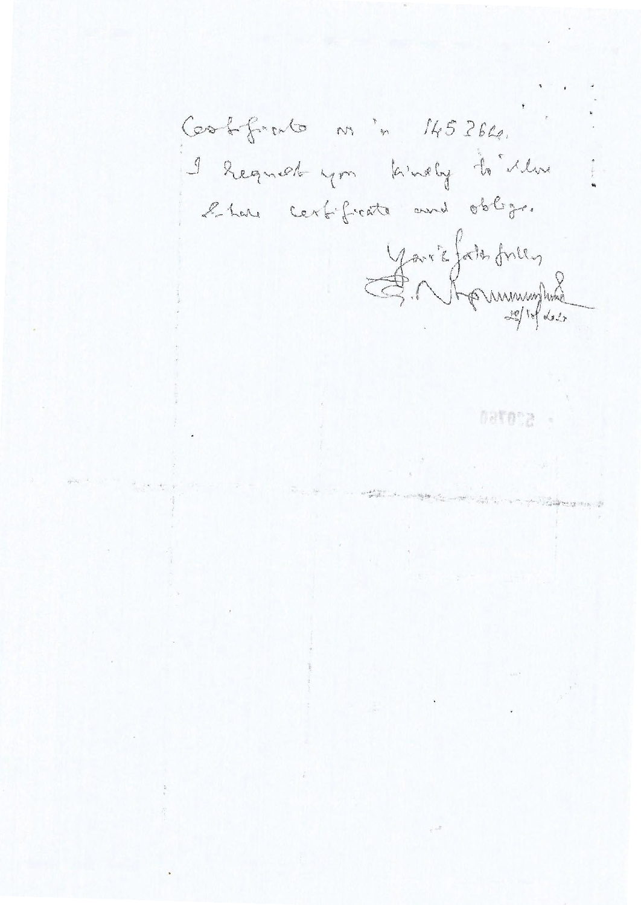Certificate no in 1452662.
I request you kindly to issue the above certificate and oblige.

Yours faithfully
S. Nagamuniyappa
20/10/2020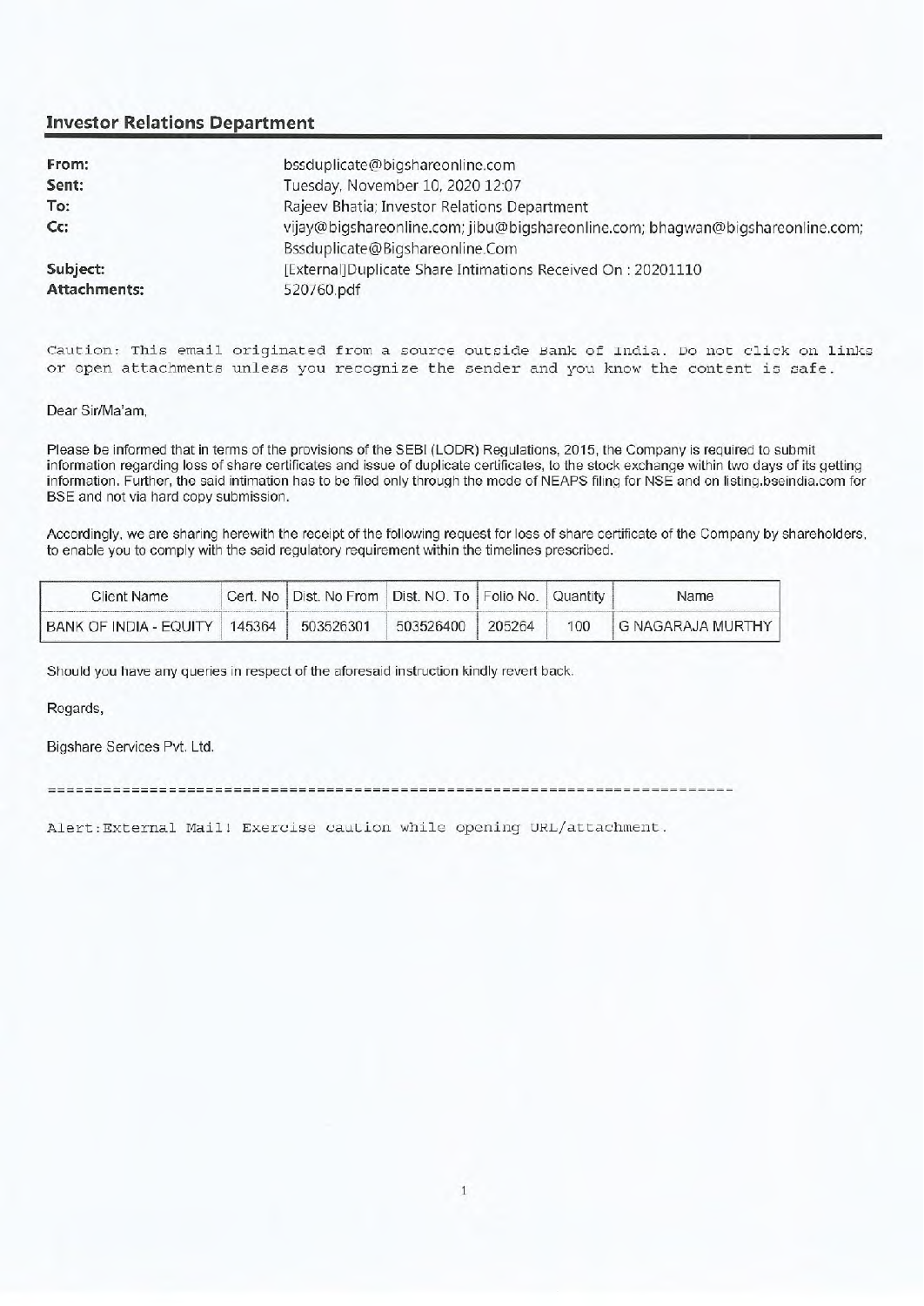## Investor Relations Department

| | |
|---|---|
| **From:** | bssduplicate@bigshareonline.com |
| **Sent:** | Tuesday, November 10, 2020 12:07 |
| **To:** | Rajeev Bhatia; Investor Relations Department |
| **Cc:** | vijay@bigshareonline.com; jibu@bigshareonline.com; bhagwan@bigshareonline.com; Bssduplicate@Bigshareonline.Com |
| **Subject:** | [External]Duplicate Share Intimations Received On : 20201110 |
| **Attachments:** | 520760.pdf |

Caution: This email originated from a source outside Bank of India. Do not click on links or open attachments unless you recognize the sender and you know the content is safe.

Dear Sir/Ma'am,

Please be informed that in terms of the provisions of the SEBI (LODR) Regulations, 2015, the Company is required to submit information regarding loss of share certificates and issue of duplicate certificates, to the stock exchange within two days of its getting information. Further, the said intimation has to be filed only through the mode of NEAPS filing for NSE and on listing.bseindia.com for BSE and not via hard copy submission.

Accordingly, we are sharing herewith the receipt of the following request for loss of share certificate of the Company by shareholders, to enable you to comply with the said regulatory requirement within the timelines prescribed.

| Client Name | Cert. No | Dist. No From | Dist. NO. To | Folio No. | Quantity | Name |
|---|---|---|---|---|---|---|
| BANK OF INDIA - EQUITY | 145364 | 503526301 | 503526400 | 205264 | 100 | G NAGARAJA MURTHY |

Should you have any queries in respect of the aforesaid instruction kindly revert back.

Regards,

Bigshare Services Pvt. Ltd.

==========================================================================

Alert:External Mail! Exercise caution while opening URL/attachment.